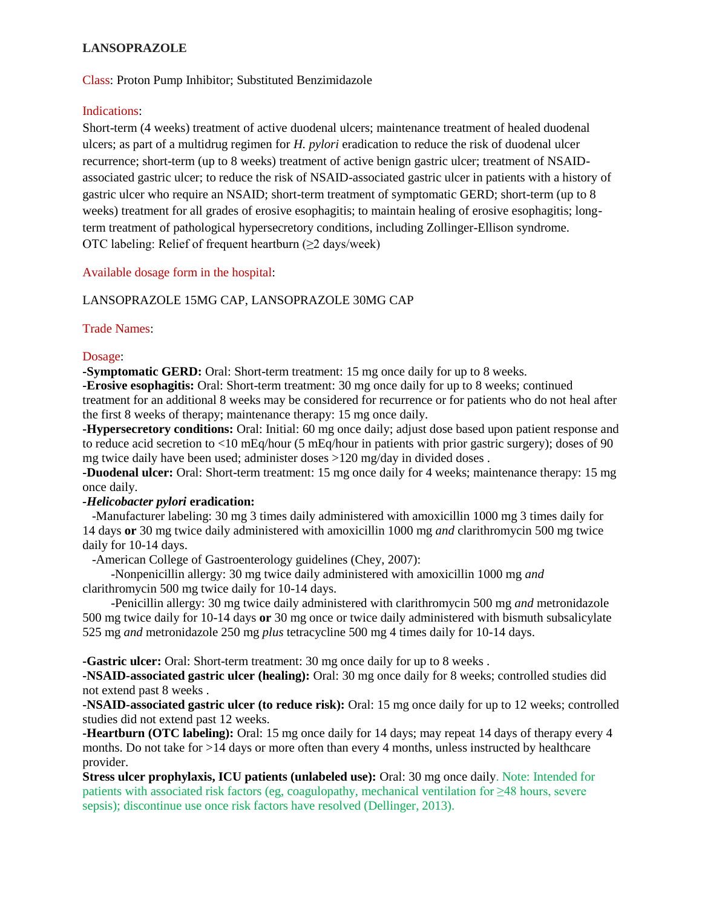# LANSOPRAZOLE

Class: Proton Pump Inhibitor; Substituted Benzimidazole

Indications:

Short-term (4 weeks) treatment of active duodenal ulcers; maintenance treatment of healed duodenal ulcers; as part of a multidrug regimen for *H. pylori* eradication to reduce the risk of duodenal ulcer recurrence; short-term (up to 8 weeks) treatment of active benign gastric ulcer; treatment of NSAID-associated gastric ulcer; to reduce the risk of NSAID-associated gastric ulcer in patients with a history of gastric ulcer who require an NSAID; short-term treatment of symptomatic GERD; short-term (up to 8 weeks) treatment for all grades of erosive esophagitis; to maintain healing of erosive esophagitis; long-term treatment of pathological hypersecretory conditions, including Zollinger-Ellison syndrome.
OTC labeling: Relief of frequent heartburn (≥2 days/week)

Available dosage form in the hospital:

LANSOPRAZOLE 15MG CAP, LANSOPRAZOLE 30MG CAP

Trade Names:

Dosage:

**-Symptomatic GERD:** Oral: Short-term treatment: 15 mg once daily for up to 8 weeks.
**-Erosive esophagitis:** Oral: Short-term treatment: 30 mg once daily for up to 8 weeks; continued treatment for an additional 8 weeks may be considered for recurrence or for patients who do not heal after the first 8 weeks of therapy; maintenance therapy: 15 mg once daily.
**-Hypersecretory conditions:** Oral: Initial: 60 mg once daily; adjust dose based upon patient response and to reduce acid secretion to <10 mEq/hour (5 mEq/hour in patients with prior gastric surgery); doses of 90 mg twice daily have been used; administer doses >120 mg/day in divided doses .
**-Duodenal ulcer:** Oral: Short-term treatment: 15 mg once daily for 4 weeks; maintenance therapy: 15 mg once daily.
**-*Helicobacter pylori* eradication:**
-Manufacturer labeling: 30 mg 3 times daily administered with amoxicillin 1000 mg 3 times daily for 14 days **or** 30 mg twice daily administered with amoxicillin 1000 mg *and* clarithromycin 500 mg twice daily for 10-14 days.
-American College of Gastroenterology guidelines (Chey, 2007):
-Nonpenicillin allergy: 30 mg twice daily administered with amoxicillin 1000 mg *and* clarithromycin 500 mg twice daily for 10-14 days.
-Penicillin allergy: 30 mg twice daily administered with clarithromycin 500 mg *and* metronidazole 500 mg twice daily for 10-14 days **or** 30 mg once or twice daily administered with bismuth subsalicylate 525 mg *and* metronidazole 250 mg *plus* tetracycline 500 mg 4 times daily for 10-14 days.

**-Gastric ulcer:** Oral: Short-term treatment: 30 mg once daily for up to 8 weeks .
**-NSAID-associated gastric ulcer (healing):** Oral: 30 mg once daily for 8 weeks; controlled studies did not extend past 8 weeks .
**-NSAID-associated gastric ulcer (to reduce risk):** Oral: 15 mg once daily for up to 12 weeks; controlled studies did not extend past 12 weeks.
**-Heartburn (OTC labeling):** Oral: 15 mg once daily for 14 days; may repeat 14 days of therapy every 4 months. Do not take for >14 days or more often than every 4 months, unless instructed by healthcare provider.
**Stress ulcer prophylaxis, ICU patients (unlabeled use):** Oral: 30 mg once daily. Note: Intended for patients with associated risk factors (eg, coagulopathy, mechanical ventilation for ≥48 hours, severe sepsis); discontinue use once risk factors have resolved (Dellinger, 2013).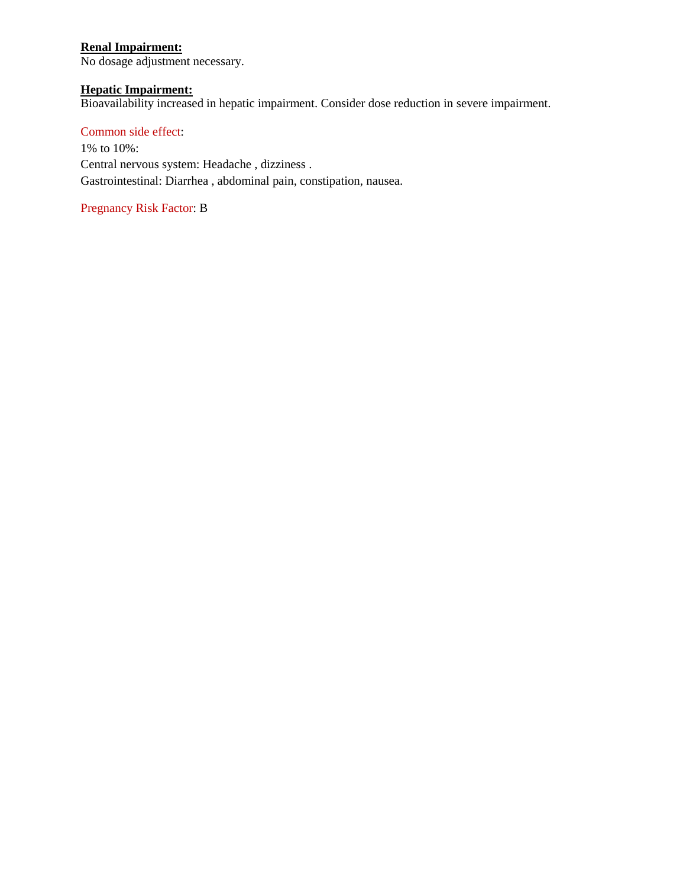**Renal Impairment:**
No dosage adjustment necessary.

**Hepatic Impairment:**
Bioavailability increased in hepatic impairment. Consider dose reduction in severe impairment.

Common side effect:

1% to 10%:

Central nervous system: Headache , dizziness .

Gastrointestinal: Diarrhea , abdominal pain, constipation, nausea.

Pregnancy Risk Factor: B